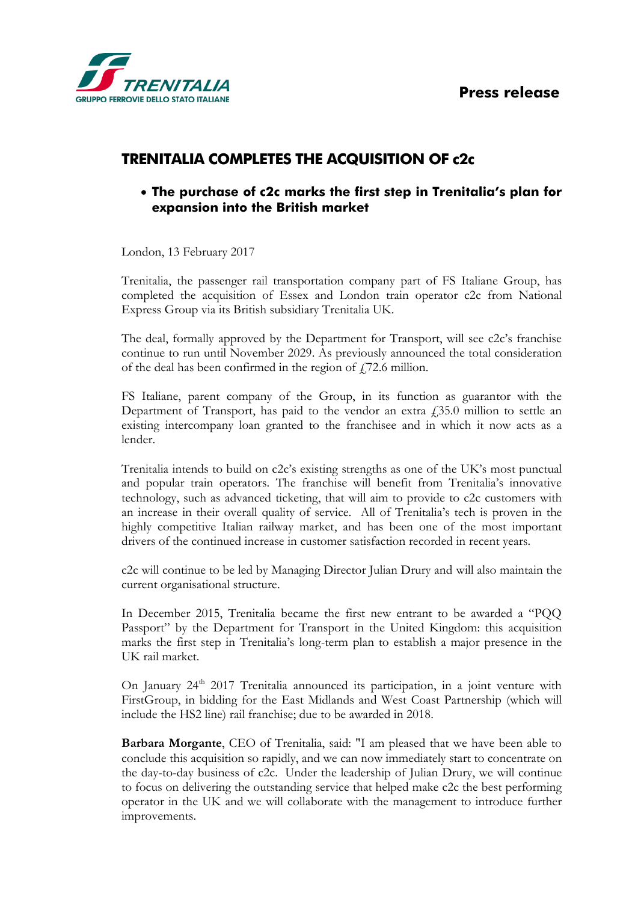Press release

# TRENITALIA COMPLETES THE ACQUISITION OF c2c

- **The purchase of c2c marks the first step in Trenitalia's plan for expansion into the British market**

London, 13 February 2017

Trenitalia, the passenger rail transportation company part of FS Italiane Group, has completed the acquisition of Essex and London train operator c2c from National Express Group via its British subsidiary Trenitalia UK.

The deal, formally approved by the Department for Transport, will see c2c's franchise continue to run until November 2029. As previously announced the total consideration of the deal has been confirmed in the region of £72.6 million.

FS Italiane, parent company of the Group, in its function as guarantor with the Department of Transport, has paid to the vendor an extra £35.0 million to settle an existing intercompany loan granted to the franchisee and in which it now acts as a lender.

Trenitalia intends to build on c2c's existing strengths as one of the UK's most punctual and popular train operators. The franchise will benefit from Trenitalia's innovative technology, such as advanced ticketing, that will aim to provide to c2c customers with an increase in their overall quality of service. All of Trenitalia's tech is proven in the highly competitive Italian railway market, and has been one of the most important drivers of the continued increase in customer satisfaction recorded in recent years.

c2c will continue to be led by Managing Director Julian Drury and will also maintain the current organisational structure.

In December 2015, Trenitalia became the first new entrant to be awarded a "PQQ Passport" by the Department for Transport in the United Kingdom: this acquisition marks the first step in Trenitalia's long-term plan to establish a major presence in the UK rail market.

On January 24th 2017 Trenitalia announced its participation, in a joint venture with FirstGroup, in bidding for the East Midlands and West Coast Partnership (which will include the HS2 line) rail franchise; due to be awarded in 2018.

**Barbara Morgante**, CEO of Trenitalia, said: "I am pleased that we have been able to conclude this acquisition so rapidly, and we can now immediately start to concentrate on the day-to-day business of c2c. Under the leadership of Julian Drury, we will continue to focus on delivering the outstanding service that helped make c2c the best performing operator in the UK and we will collaborate with the management to introduce further improvements.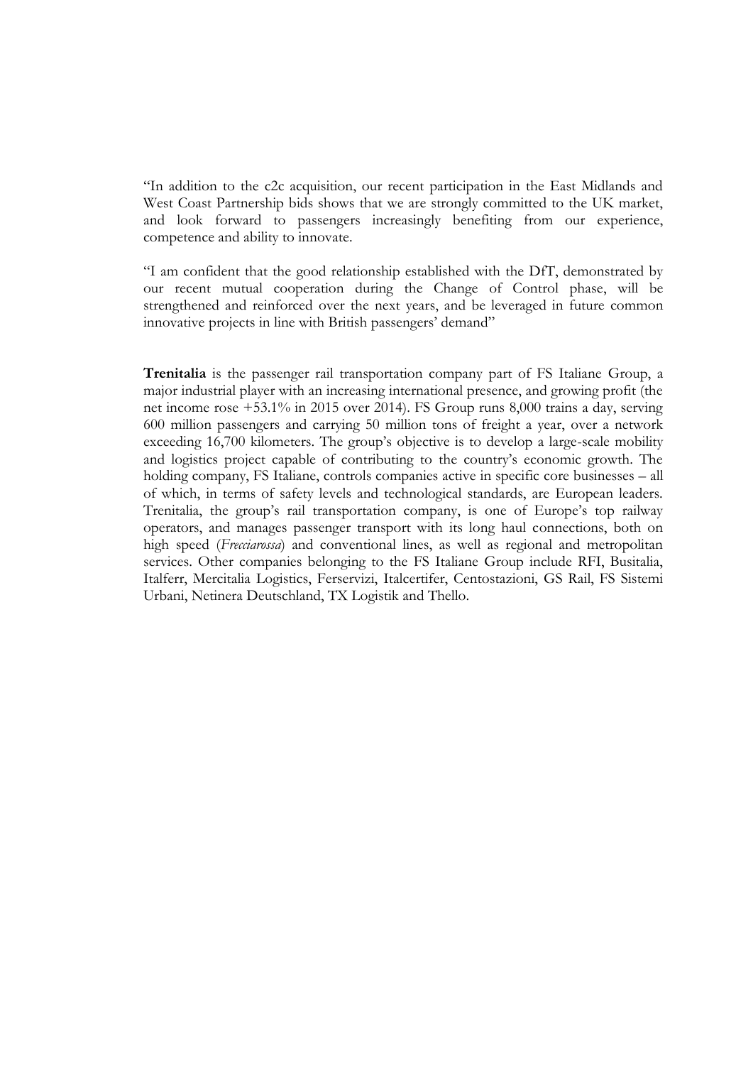"In addition to the c2c acquisition, our recent participation in the East Midlands and West Coast Partnership bids shows that we are strongly committed to the UK market, and look forward to passengers increasingly benefiting from our experience, competence and ability to innovate.

"I am confident that the good relationship established with the DfT, demonstrated by our recent mutual cooperation during the Change of Control phase, will be strengthened and reinforced over the next years, and be leveraged in future common innovative projects in line with British passengers' demand"

**Trenitalia** is the passenger rail transportation company part of FS Italiane Group, a major industrial player with an increasing international presence, and growing profit (the net income rose +53.1% in 2015 over 2014). FS Group runs 8,000 trains a day, serving 600 million passengers and carrying 50 million tons of freight a year, over a network exceeding 16,700 kilometers. The group's objective is to develop a large-scale mobility and logistics project capable of contributing to the country's economic growth. The holding company, FS Italiane, controls companies active in specific core businesses – all of which, in terms of safety levels and technological standards, are European leaders. Trenitalia, the group's rail transportation company, is one of Europe's top railway operators, and manages passenger transport with its long haul connections, both on high speed (*Frecciarossa*) and conventional lines, as well as regional and metropolitan services. Other companies belonging to the FS Italiane Group include RFI, Busitalia, Italferr, Mercitalia Logistics, Ferservizi, Italcertifer, Centostazioni, GS Rail, FS Sistemi Urbani, Netinera Deutschland, TX Logistik and Thello.